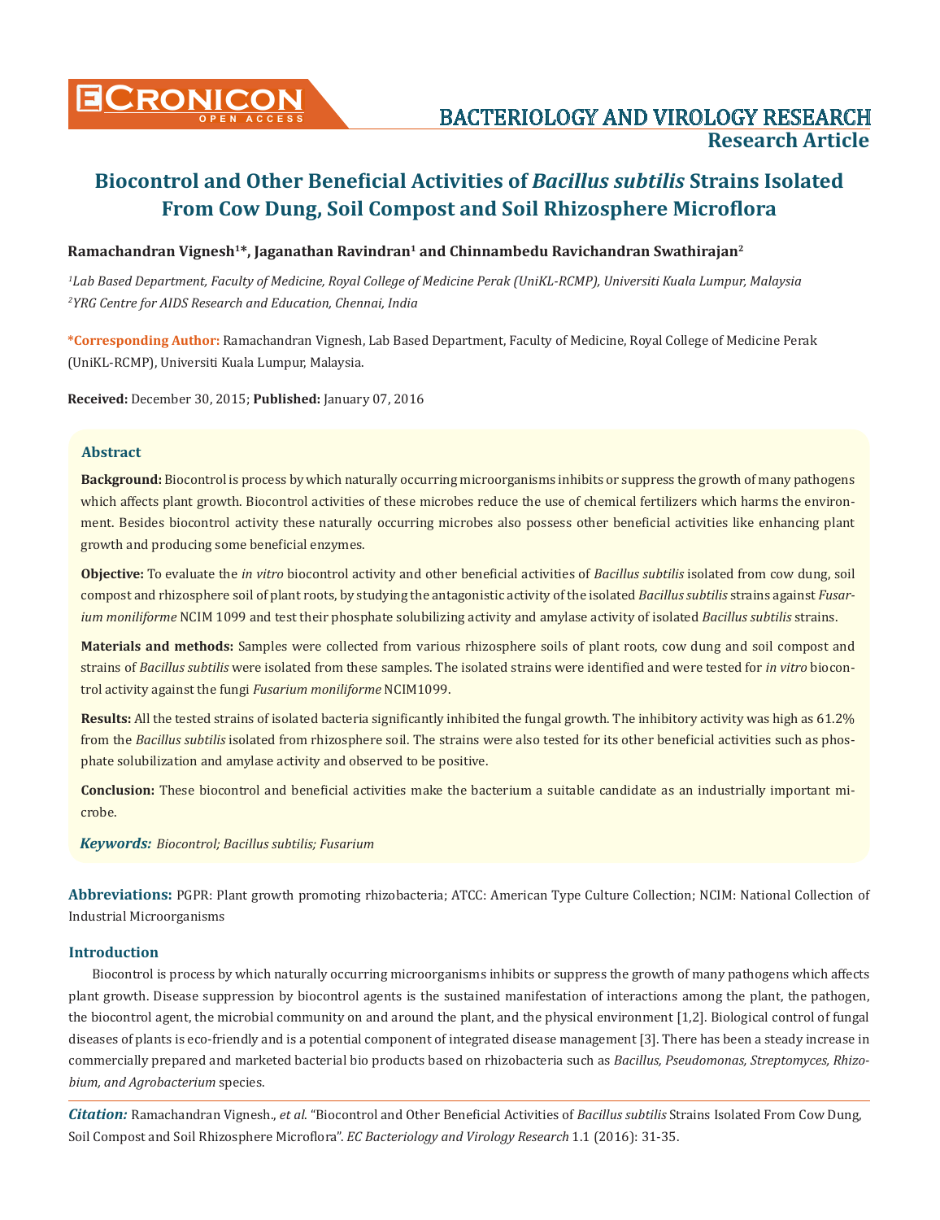# Biocontrol and Other Beneficial Activities of *Bacillus subtilis* Strains Isolated From Cow Dung, Soil Compost and Soil Rhizosphere Microflora

**Ramachandran Vignesh[1]*, Jaganathan Ravindran[1] and Chinnambedu Ravichandran Swathirajan[2]**

*[1]Lab Based Department, Faculty of Medicine, Royal College of Medicine Perak (UniKL-RCMP), Universiti Kuala Lumpur, Malaysia*
*[2]YRG Centre for AIDS Research and Education, Chennai, India*

**\*Corresponding Author:** Ramachandran Vignesh, Lab Based Department, Faculty of Medicine, Royal College of Medicine Perak (UniKL-RCMP), Universiti Kuala Lumpur, Malaysia.

**Received:** December 30, 2015; **Published:** January 07, 2016

## Abstract

**Background:** Biocontrol is process by which naturally occurring microorganisms inhibits or suppress the growth of many pathogens which affects plant growth. Biocontrol activities of these microbes reduce the use of chemical fertilizers which harms the environment. Besides biocontrol activity these naturally occurring microbes also possess other beneficial activities like enhancing plant growth and producing some beneficial enzymes.

**Objective:** To evaluate the *in vitro* biocontrol activity and other beneficial activities of *Bacillus subtilis* isolated from cow dung, soil compost and rhizosphere soil of plant roots, by studying the antagonistic activity of the isolated *Bacillus subtilis* strains against *Fusarium moniliforme* NCIM 1099 and test their phosphate solubilizing activity and amylase activity of isolated *Bacillus subtilis* strains.

**Materials and methods:** Samples were collected from various rhizosphere soils of plant roots, cow dung and soil compost and strains of *Bacillus subtilis* were isolated from these samples. The isolated strains were identified and were tested for *in vitro* biocontrol activity against the fungi *Fusarium moniliforme* NCIM1099.

**Results:** All the tested strains of isolated bacteria significantly inhibited the fungal growth. The inhibitory activity was high as 61.2% from the *Bacillus subtilis* isolated from rhizosphere soil. The strains were also tested for its other beneficial activities such as phosphate solubilization and amylase activity and observed to be positive.

**Conclusion:** These biocontrol and beneficial activities make the bacterium a suitable candidate as an industrially important microbe.

***Keywords:*** *Biocontrol; Bacillus subtilis; Fusarium*

**Abbreviations:** PGPR: Plant growth promoting rhizobacteria; ATCC: American Type Culture Collection; NCIM: National Collection of Industrial Microorganisms

## Introduction

Biocontrol is process by which naturally occurring microorganisms inhibits or suppress the growth of many pathogens which affects plant growth. Disease suppression by biocontrol agents is the sustained manifestation of interactions among the plant, the pathogen, the biocontrol agent, the microbial community on and around the plant, and the physical environment [1,2]. Biological control of fungal diseases of plants is eco-friendly and is a potential component of integrated disease management [3]. There has been a steady increase in commercially prepared and marketed bacterial bio products based on rhizobacteria such as *Bacillus, Pseudomonas, Streptomyces, Rhizobium, and Agrobacterium* species.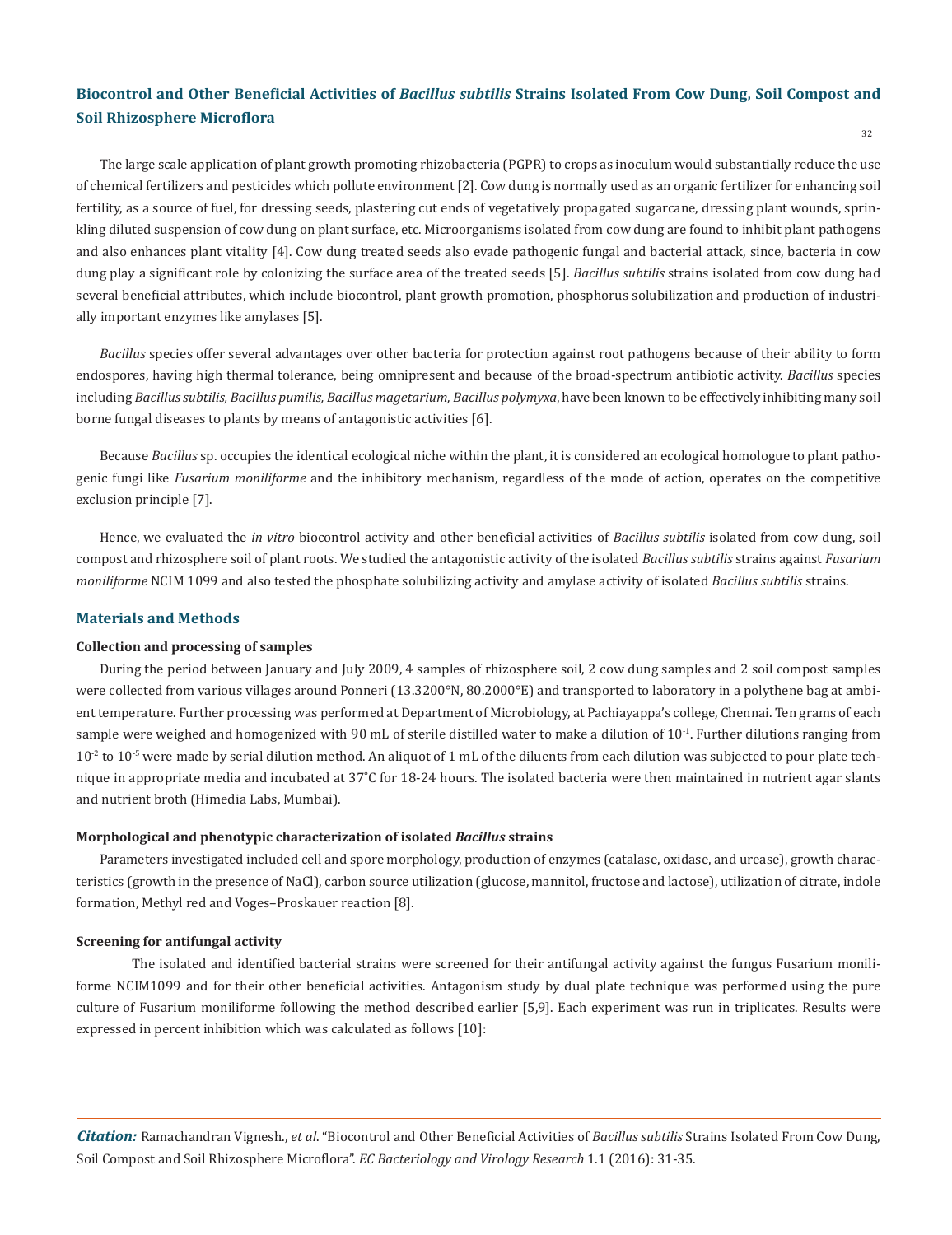The large scale application of plant growth promoting rhizobacteria (PGPR) to crops as inoculum would substantially reduce the use of chemical fertilizers and pesticides which pollute environment [2]. Cow dung is normally used as an organic fertilizer for enhancing soil fertility, as a source of fuel, for dressing seeds, plastering cut ends of vegetatively propagated sugarcane, dressing plant wounds, sprinkling diluted suspension of cow dung on plant surface, etc. Microorganisms isolated from cow dung are found to inhibit plant pathogens and also enhances plant vitality [4]. Cow dung treated seeds also evade pathogenic fungal and bacterial attack, since, bacteria in cow dung play a significant role by colonizing the surface area of the treated seeds [5]. *Bacillus subtilis* strains isolated from cow dung had several beneficial attributes, which include biocontrol, plant growth promotion, phosphorus solubilization and production of industrially important enzymes like amylases [5].

*Bacillus* species offer several advantages over other bacteria for protection against root pathogens because of their ability to form endospores, having high thermal tolerance, being omnipresent and because of the broad-spectrum antibiotic activity. *Bacillus* species including *Bacillus subtilis, Bacillus pumilis, Bacillus magetarium, Bacillus polymyxa*, have been known to be effectively inhibiting many soil borne fungal diseases to plants by means of antagonistic activities [6].

Because *Bacillus* sp. occupies the identical ecological niche within the plant, it is considered an ecological homologue to plant pathogenic fungi like *Fusarium moniliforme* and the inhibitory mechanism, regardless of the mode of action, operates on the competitive exclusion principle [7].

Hence, we evaluated the *in vitro* biocontrol activity and other beneficial activities of *Bacillus subtilis* isolated from cow dung, soil compost and rhizosphere soil of plant roots. We studied the antagonistic activity of the isolated *Bacillus subtilis* strains against *Fusarium moniliforme* NCIM 1099 and also tested the phosphate solubilizing activity and amylase activity of isolated *Bacillus subtilis* strains.

## Materials and Methods

### Collection and processing of samples

During the period between January and July 2009, 4 samples of rhizosphere soil, 2 cow dung samples and 2 soil compost samples were collected from various villages around Ponneri (13.3200°N, 80.2000°E) and transported to laboratory in a polythene bag at ambient temperature. Further processing was performed at Department of Microbiology, at Pachiayappa's college, Chennai. Ten grams of each sample were weighed and homogenized with 90 mL of sterile distilled water to make a dilution of $10^{-1}$. Further dilutions ranging from $10^{-2}$ to $10^{-5}$ were made by serial dilution method. An aliquot of 1 mL of the diluents from each dilution was subjected to pour plate technique in appropriate media and incubated at 37°C for 18-24 hours. The isolated bacteria were then maintained in nutrient agar slants and nutrient broth (Himedia Labs, Mumbai).

### Morphological and phenotypic characterization of isolated *Bacillus* strains

Parameters investigated included cell and spore morphology, production of enzymes (catalase, oxidase, and urease), growth characteristics (growth in the presence of NaCl), carbon source utilization (glucose, mannitol, fructose and lactose), utilization of citrate, indole formation, Methyl red and Voges–Proskauer reaction [8].

### Screening for antifungal activity

The isolated and identified bacterial strains were screened for their antifungal activity against the fungus Fusarium moniliforme NCIM1099 and for their other beneficial activities. Antagonism study by dual plate technique was performed using the pure culture of Fusarium moniliforme following the method described earlier [5,9]. Each experiment was run in triplicates. Results were expressed in percent inhibition which was calculated as follows [10]: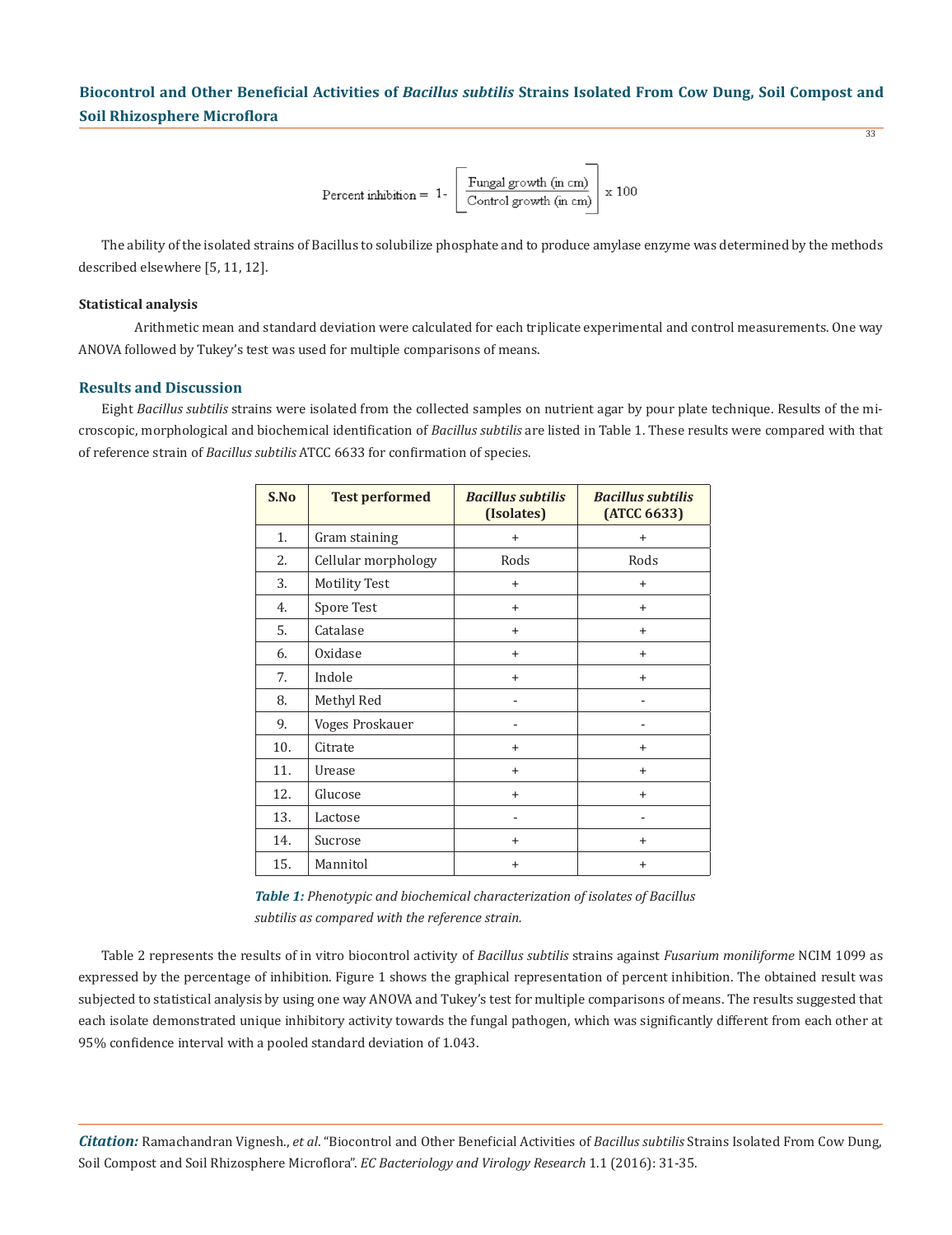$$\text{Percent inhibition} = 1 - \left[ \frac{\text{Fungal growth (in cm)}}{\text{Control growth (in cm)}} \right] \times 100$$

The ability of the isolated strains of Bacillus to solubilize phosphate and to produce amylase enzyme was determined by the methods described elsewhere [5, 11, 12].

**Statistical analysis**

Arithmetic mean and standard deviation were calculated for each triplicate experimental and control measurements. One way ANOVA followed by Tukey's test was used for multiple comparisons of means.

## Results and Discussion

Eight *Bacillus subtilis* strains were isolated from the collected samples on nutrient agar by pour plate technique. Results of the microscopic, morphological and biochemical identification of *Bacillus subtilis* are listed in Table 1. These results were compared with that of reference strain of *Bacillus subtilis* ATCC 6633 for confirmation of species.

| S.No | Test performed | *Bacillus subtilis* (Isolates) | *Bacillus subtilis* (ATCC 6633) |
|---|---|---|---|
| 1. | Gram staining | + | + |
| 2. | Cellular morphology | Rods | Rods |
| 3. | Motility Test | + | + |
| 4. | Spore Test | + | + |
| 5. | Catalase | + | + |
| 6. | Oxidase | + | + |
| 7. | Indole | + | + |
| 8. | Methyl Red | - | - |
| 9. | Voges Proskauer | - | - |
| 10. | Citrate | + | + |
| 11. | Urease | + | + |
| 12. | Glucose | + | + |
| 13. | Lactose | - | - |
| 14. | Sucrose | + | + |
| 15. | Mannitol | + | + |

***Table 1:*** *Phenotypic and biochemical characterization of isolates of Bacillus subtilis as compared with the reference strain.*

Table 2 represents the results of in vitro biocontrol activity of *Bacillus subtilis* strains against *Fusarium moniliforme* NCIM 1099 as expressed by the percentage of inhibition. Figure 1 shows the graphical representation of percent inhibition. The obtained result was subjected to statistical analysis by using one way ANOVA and Tukey's test for multiple comparisons of means. The results suggested that each isolate demonstrated unique inhibitory activity towards the fungal pathogen, which was significantly different from each other at 95% confidence interval with a pooled standard deviation of 1.043.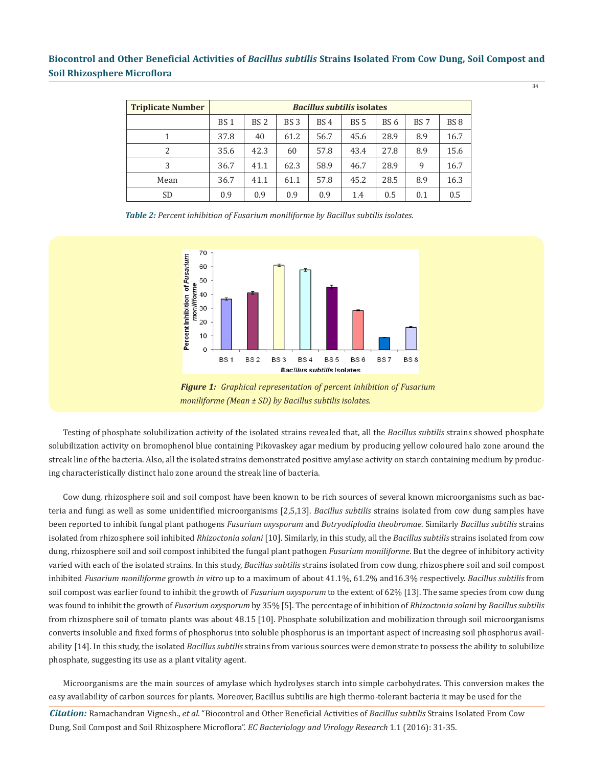| Triplicate Number | *Bacillus subtilis* isolates | | | | | | | |
|---|---|---|---|---|---|---|---|---|
| | BS 1 | BS 2 | BS 3 | BS 4 | BS 5 | BS 6 | BS 7 | BS 8 |
| 1 | 37.8 | 40 | 61.2 | 56.7 | 45.6 | 28.9 | 8.9 | 16.7 |
| 2 | 35.6 | 42.3 | 60 | 57.8 | 43.4 | 27.8 | 8.9 | 15.6 |
| 3 | 36.7 | 41.1 | 62.3 | 58.9 | 46.7 | 28.9 | 9 | 16.7 |
| Mean | 36.7 | 41.1 | 61.1 | 57.8 | 45.2 | 28.5 | 8.9 | 16.3 |
| SD | 0.9 | 0.9 | 0.9 | 0.9 | 1.4 | 0.5 | 0.1 | 0.5 |

***Table 2:*** *Percent inhibition of Fusarium moniliforme by Bacillus subtilis isolates.*

***Figure 1:*** *Graphical representation of percent inhibition of Fusarium moniliforme (Mean ± SD) by Bacillus subtilis isolates.*

Testing of phosphate solubilization activity of the isolated strains revealed that, all the *Bacillus subtilis* strains showed phosphate solubilization activity on bromophenol blue containing Pikovaskey agar medium by producing yellow coloured halo zone around the streak line of the bacteria. Also, all the isolated strains demonstrated positive amylase activity on starch containing medium by producing characteristically distinct halo zone around the streak line of bacteria.

Cow dung, rhizosphere soil and soil compost have been known to be rich sources of several known microorganisms such as bacteria and fungi as well as some unidentified microorganisms [2,5,13]. *Bacillus subtilis* strains isolated from cow dung samples have been reported to inhibit fungal plant pathogens *Fusarium oxysporum* and *Botryodiplodia theobromae*. Similarly *Bacillus subtilis* strains isolated from rhizosphere soil inhibited *Rhizoctonia solani* [10]. Similarly, in this study, all the *Bacillus subtilis* strains isolated from cow dung, rhizosphere soil and soil compost inhibited the fungal plant pathogen *Fusarium moniliforme*. But the degree of inhibitory activity varied with each of the isolated strains. In this study, *Bacillus subtilis* strains isolated from cow dung, rhizosphere soil and soil compost inhibited *Fusarium moniliforme* growth *in vitro* up to a maximum of about 41.1%, 61.2% and16.3% respectively. *Bacillus subtilis* from soil compost was earlier found to inhibit the growth of *Fusarium oxysporum* to the extent of 62% [13]. The same species from cow dung was found to inhibit the growth of *Fusarium oxysporum* by 35% [5]. The percentage of inhibition of *Rhizoctonia solani* by *Bacillus subtilis* from rhizosphere soil of tomato plants was about 48.15 [10]. Phosphate solubilization and mobilization through soil microorganisms converts insoluble and fixed forms of phosphorus into soluble phosphorus is an important aspect of increasing soil phosphorus availability [14]. In this study, the isolated *Bacillus subtilis* strains from various sources were demonstrate to possess the ability to solubilize phosphate, suggesting its use as a plant vitality agent.

Microorganisms are the main sources of amylase which hydrolyses starch into simple carbohydrates. This conversion makes the easy availability of carbon sources for plants. Moreover, Bacillus subtilis are high thermo-tolerant bacteria it may be used for the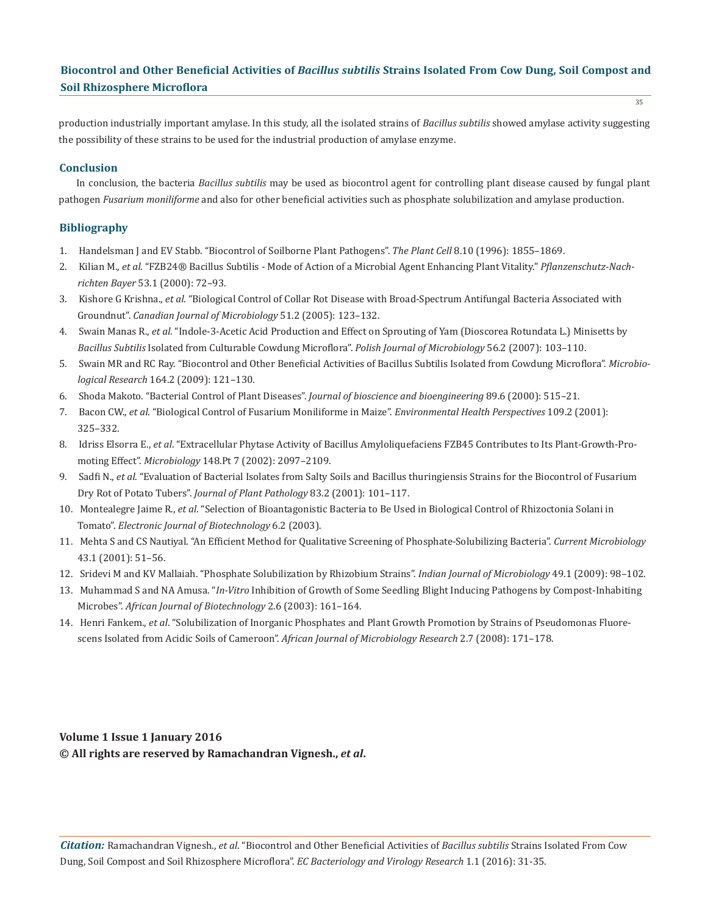production industrially important amylase. In this study, all the isolated strains of *Bacillus subtilis* showed amylase activity suggesting the possibility of these strains to be used for the industrial production of amylase enzyme.

## Conclusion

In conclusion, the bacteria *Bacillus subtilis* may be used as biocontrol agent for controlling plant disease caused by fungal plant pathogen *Fusarium moniliforme* and also for other beneficial activities such as phosphate solubilization and amylase production.

## Bibliography

1. Handelsman J and EV Stabb. "Biocontrol of Soilborne Plant Pathogens". *The Plant Cell* 8.10 (1996): 1855–1869.
2. Kilian M., *et al*. "FZB24® Bacillus Subtilis - Mode of Action of a Microbial Agent Enhancing Plant Vitality." *Pflanzenschutz-Nachrichten Bayer* 53.1 (2000): 72–93.
3. Kishore G Krishna., *et al*. "Biological Control of Collar Rot Disease with Broad-Spectrum Antifungal Bacteria Associated with Groundnut". *Canadian Journal of Microbiology* 51.2 (2005): 123–132.
4. Swain Manas R., *et al*. "Indole-3-Acetic Acid Production and Effect on Sprouting of Yam (Dioscorea Rotundata L.) Minisetts by *Bacillus Subtilis* Isolated from Culturable Cowdung Microflora". *Polish Journal of Microbiology* 56.2 (2007): 103–110.
5. Swain MR and RC Ray. "Biocontrol and Other Beneficial Activities of Bacillus Subtilis Isolated from Cowdung Microflora". *Microbiological Research* 164.2 (2009): 121–130.
6. Shoda Makoto. "Bacterial Control of Plant Diseases". *Journal of bioscience and bioengineering* 89.6 (2000): 515–21.
7. Bacon CW., *et al*. "Biological Control of Fusarium Moniliforme in Maize". *Environmental Health Perspectives* 109.2 (2001): 325–332.
8. Idriss Elsorra E., *et al*. "Extracellular Phytase Activity of Bacillus Amyloliquefaciens FZB45 Contributes to Its Plant-Growth-Promoting Effect". *Microbiology* 148.Pt 7 (2002): 2097–2109.
9. Sadfi N., *et al*. "Evaluation of Bacterial Isolates from Salty Soils and Bacillus thuringiensis Strains for the Biocontrol of Fusarium Dry Rot of Potato Tubers". *Journal of Plant Pathology* 83.2 (2001): 101–117.
10. Montealegre Jaime R., *et al*. "Selection of Bioantagonistic Bacteria to Be Used in Biological Control of Rhizoctonia Solani in Tomato". *Electronic Journal of Biotechnology* 6.2 (2003).
11. Mehta S and CS Nautiyal. "An Efficient Method for Qualitative Screening of Phosphate-Solubilizing Bacteria". *Current Microbiology* 43.1 (2001): 51–56.
12. Sridevi M and KV Mallaiah. "Phosphate Solubilization by Rhizobium Strains". *Indian Journal of Microbiology* 49.1 (2009): 98–102.
13. Muhammad S and NA Amusa. "*In-Vitro* Inhibition of Growth of Some Seedling Blight Inducing Pathogens by Compost-Inhabiting Microbes". *African Journal of Biotechnology* 2.6 (2003): 161–164.
14. Henri Fankem., *et al*. "Solubilization of Inorganic Phosphates and Plant Growth Promotion by Strains of Pseudomonas Fluorescens Isolated from Acidic Soils of Cameroon". *African Journal of Microbiology Research* 2.7 (2008): 171–178.

**Volume 1 Issue 1 January 2016**
**© All rights are reserved by Ramachandran Vignesh., *et al*.**